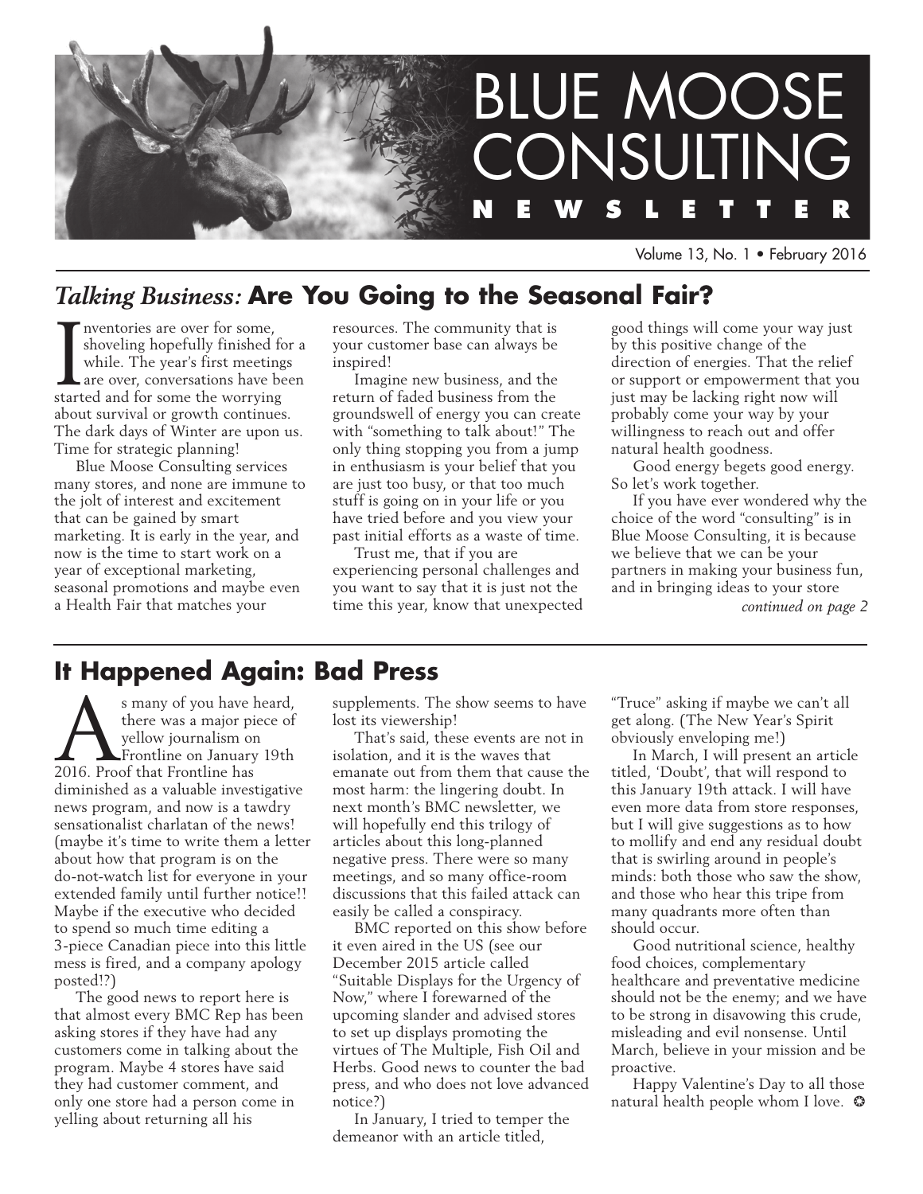# BLUE MOOSE CONSULTING NEWSLETTER

Volume 13, No. 1 • February 2016

## *Talking Business:* Are You Going to the Seasonal Fair?

Inventories are over for some, shoveling hopefully finished for a while. The year's first meetings are over, conversations have been started and for some the worrying about survival or growth continues. The dark days of Winter are upon us. Time for strategic planning!

Blue Moose Consulting services many stores, and none are immune to the jolt of interest and excitement that can be gained by smart marketing. It is early in the year, and now is the time to start work on a year of exceptional marketing, seasonal promotions and maybe even a Health Fair that matches your resources. The community that is your customer base can always be inspired!

Imagine new business, and the return of faded business from the groundswell of energy you can create with "something to talk about!" The only thing stopping you from a jump in enthusiasm is your belief that you are just too busy, or that too much stuff is going on in your life or you have tried before and you view your past initial efforts as a waste of time.

Trust me, that if you are experiencing personal challenges and you want to say that it is just not the time this year, know that unexpected good things will come your way just by this positive change of the direction of energies. That the relief or support or empowerment that you just may be lacking right now will probably come your way by your willingness to reach out and offer natural health goodness.

Good energy begets good energy. So let's work together.

If you have ever wondered why the choice of the word "consulting" is in Blue Moose Consulting, it is because we believe that we can be your partners in making your business fun, and in bringing ideas to your store

*continued on page 2*

## It Happened Again: Bad Press

As many of you have heard, there was a major piece of yellow journalism on Frontline on January 19th 2016. Proof that Frontline has diminished as a valuable investigative news program, and now is a tawdry sensationalist charlatan of the news! (maybe it's time to write them a letter about how that program is on the do-not-watch list for everyone in your extended family until further notice!! Maybe if the executive who decided to spend so much time editing a 3-piece Canadian piece into this little mess is fired, and a company apology posted!?)

The good news to report here is that almost every BMC Rep has been asking stores if they have had any customers come in talking about the program. Maybe 4 stores have said they had customer comment, and only one store had a person come in yelling about returning all his supplements. The show seems to have lost its viewership!

That's said, these events are not in isolation, and it is the waves that emanate out from them that cause the most harm: the lingering doubt. In next month's BMC newsletter, we will hopefully end this trilogy of articles about this long-planned negative press. There were so many meetings, and so many office-room discussions that this failed attack can easily be called a conspiracy.

BMC reported on this show before it even aired in the US (see our December 2015 article called "Suitable Displays for the Urgency of Now," where I forewarned of the upcoming slander and advised stores to set up displays promoting the virtues of The Multiple, Fish Oil and Herbs. Good news to counter the bad press, and who does not love advanced notice?)

In January, I tried to temper the demeanor with an article titled, "Truce" asking if maybe we can't all get along. (The New Year's Spirit obviously enveloping me!)

In March, I will present an article titled, 'Doubt', that will respond to this January 19th attack. I will have even more data from store responses, but I will give suggestions as to how to mollify and end any residual doubt that is swirling around in people's minds: both those who saw the show, and those who hear this tripe from many quadrants more often than should occur.

Good nutritional science, healthy food choices, complementary healthcare and preventative medicine should not be the enemy; and we have to be strong in disavowing this crude, misleading and evil nonsense. Until March, believe in your mission and be proactive.

Happy Valentine's Day to all those natural health people whom I love. ✪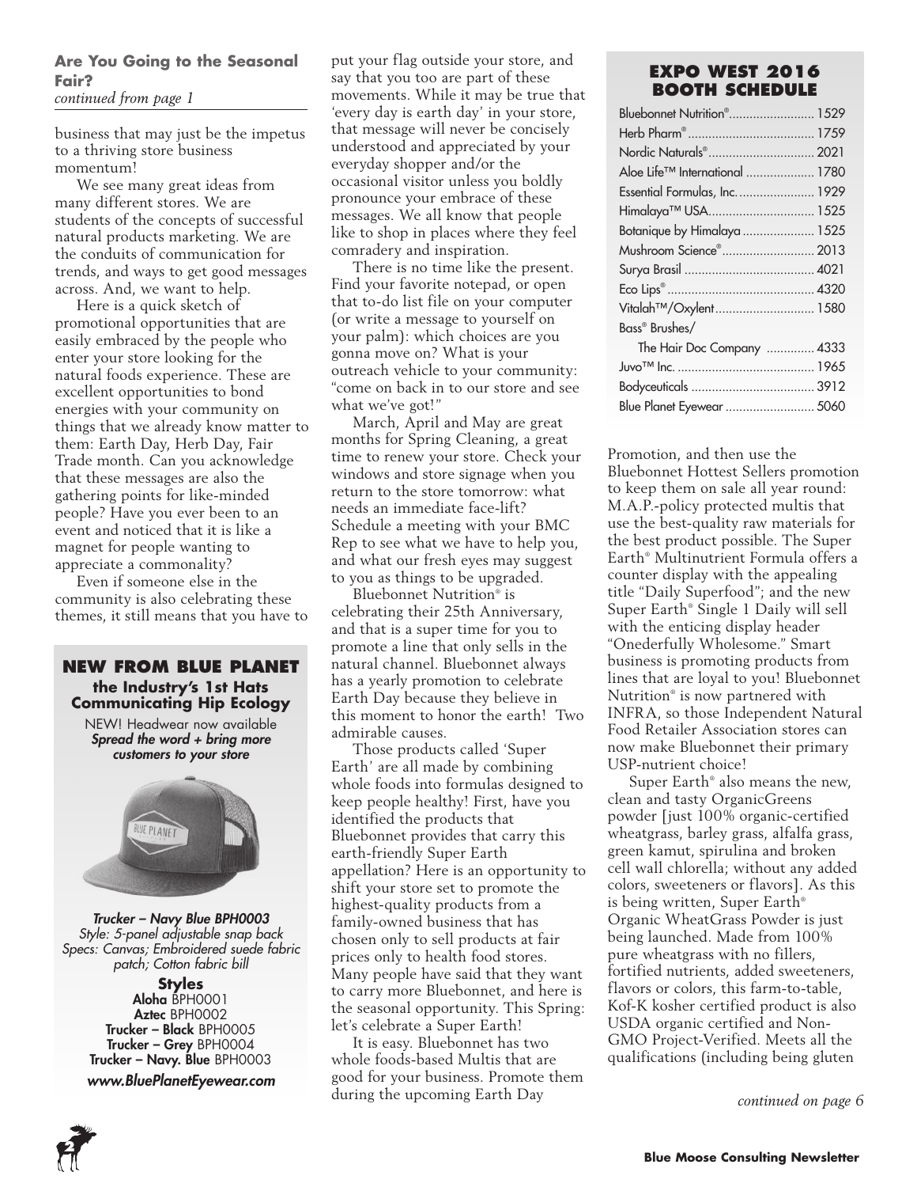### Are You Going to the Seasonal Fair?

*continued from page 1*

business that may just be the impetus to a thriving store business momentum!

We see many great ideas from many different stores. We are students of the concepts of successful natural products marketing. We are the conduits of communication for trends, and ways to get good messages across. And, we want to help.

Here is a quick sketch of promotional opportunities that are easily embraced by the people who enter your store looking for the natural foods experience. These are excellent opportunities to bond energies with your community on things that we already know matter to them: Earth Day, Herb Day, Fair Trade month. Can you acknowledge that these messages are also the gathering points for like-minded people? Have you ever been to an event and noticed that it is like a magnet for people wanting to appreciate a commonality?

Even if someone else in the community is also celebrating these themes, it still means that you have to put your flag outside your store, and say that you too are part of these movements. While it may be true that 'every day is earth day' in your store, that message will never be concisely understood and appreciated by your everyday shopper and/or the occasional visitor unless you boldly pronounce your embrace of these messages. We all know that people like to shop in places where they feel comradery and inspiration.

There is no time like the present. Find your favorite notepad, or open that to-do list file on your computer (or write a message to yourself on your palm): which choices are you gonna move on? What is your outreach vehicle to your community: "come on back in to our store and see what we've got!"

March, April and May are great months for Spring Cleaning, a great time to renew your store. Check your windows and store signage when you return to the store tomorrow: what needs an immediate face-lift? Schedule a meeting with your BMC Rep to see what we have to help you, and what our fresh eyes may suggest to you as things to be upgraded.

Bluebonnet Nutrition® is celebrating their 25th Anniversary, and that is a super time for you to promote a line that only sells in the natural channel. Bluebonnet always has a yearly promotion to celebrate Earth Day because they believe in this moment to honor the earth! Two admirable causes.

Those products called 'Super Earth' are all made by combining whole foods into formulas designed to keep people healthy! First, have you identified the products that Bluebonnet provides that carry this earth-friendly Super Earth appellation? Here is an opportunity to shift your store set to promote the highest-quality products from a family-owned business that has chosen only to sell products at fair prices only to health food stores. Many people have said that they want to carry more Bluebonnet, and here is the seasonal opportunity. This Spring: let's celebrate a Super Earth!

It is easy. Bluebonnet has two whole foods-based Multis that are good for your business. Promote them during the upcoming Earth Day Promotion, and then use the Bluebonnet Hottest Sellers promotion to keep them on sale all year round: M.A.P.-policy protected multis that use the best-quality raw materials for the best product possible. The Super Earth® Multinutrient Formula offers a counter display with the appealing title "Daily Superfood"; and the new Super Earth® Single 1 Daily will sell with the enticing display header "Onederfully Wholesome." Smart business is promoting products from lines that are loyal to you! Bluebonnet Nutrition® is now partnered with INFRA, so those Independent Natural Food Retailer Association stores can now make Bluebonnet their primary USP-nutrient choice!

Super Earth® also means the new, clean and tasty OrganicGreens powder [just 100% organic-certified wheatgrass, barley grass, alfalfa grass, green kamut, spirulina and broken cell wall chlorella; without any added colors, sweeteners or flavors]. As this is being written, Super Earth® Organic WheatGrass Powder is just being launched. Made from 100% pure wheatgrass with no fillers, fortified nutrients, added sweeteners, flavors or colors, this farm-to-table, Kof-K kosher certified product is also USDA organic certified and Non-GMO Project-Verified. Meets all the qualifications (including being gluten

*continued on page 6*

---

### NEW FROM BLUE PLANET

**the Industry's 1st Hats Communicating Hip Ecology**

NEW! Headwear now available
***Spread the word + bring more customers to your store***

***Trucker – Navy Blue BPH0003***
*Style: 5-panel adjustable snap back*
*Specs: Canvas; Embroidered suede fabric patch; Cotton fabric bill*

**Styles**
**Aloha** BPH0001
**Aztec** BPH0002
**Trucker – Black** BPH0005
**Trucker – Grey** BPH0004
**Trucker – Navy. Blue** BPH0003

***www.BluePlanetEyewear.com***

---

### EXPO WEST 2016 BOOTH SCHEDULE

| Company | Booth |
|---|---|
| Bluebonnet Nutrition® | 1529 |
| Herb Pharm® | 1759 |
| Nordic Naturals® | 2021 |
| Aloe Life™ International | 1780 |
| Essential Formulas, Inc. | 1929 |
| Himalaya™ USA | 1525 |
| Botanique by Himalaya | 1525 |
| Mushroom Science® | 2013 |
| Surya Brasil | 4021 |
| Eco Lips® | 4320 |
| Vitalah™/Oxylent | 1580 |
| Bass® Brushes/ The Hair Doc Company | 4333 |
| Juvo™ Inc. | 1965 |
| Bodyceuticals | 3912 |
| Blue Planet Eyewear | 5060 |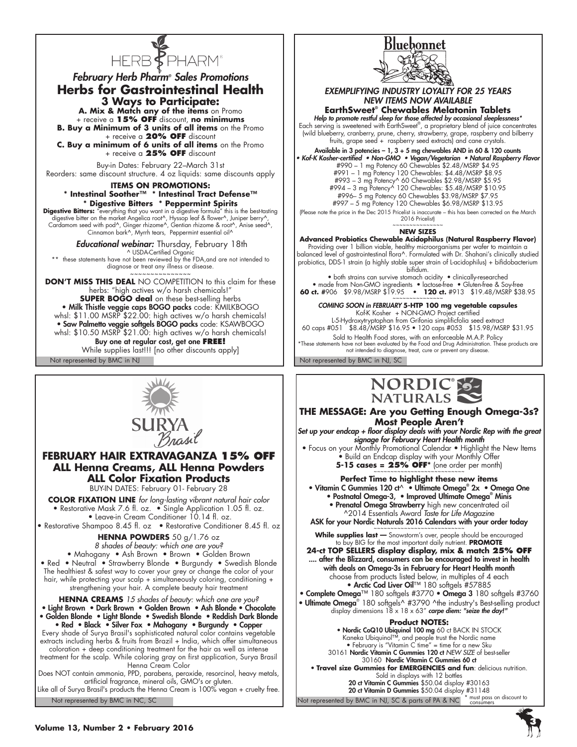# HERB PHARM

*February Herb Pharm® Sales Promotions*

## Herbs for Gastrointestinal Health

### 3 Ways to Participate:

**A. Mix & Match any of the items** on Promo + receive a **15% OFF** discount, **no minimums**

**B. Buy a Minimum of 3 units of all items** on the Promo + receive a **20% OFF** discount

**C. Buy a minimum of 6 units of all items** on the Promo + receive a **25% OFF** discount

Buy-in Dates: February 22–March 31st
Reorders: same discount structure. 4 oz liquids: same discounts apply

**ITEMS ON PROMOTIONS:**
**\* Intestinal Soother™ \* Intestinal Tract Defense™**
**\* Digestive Bitters \* Peppermint Spirits**

**Digestive Bitters:** "everything that you want in a digestive formula" this is the best-tasting digestive bitter on the market Angelica root^, Hyssop leaf & flower^, Juniper berry^, Cardamom seed with pod^, Ginger rhizome^, Gentian rhizome & root^, Anise seed^, Cinnamon bark^, Myrrh tears, Peppermint essential oil^

***Educational webinar:*** Thursday, February 18th

^ USDA-Certified Organic
\*\* these statements have not been reviewed by the FDA,and are not intended to diagnose or treat any illness or disease.

~~~~~~~~~~~~~~~

**DON'T MISS THIS DEAL** NO COMPETITION to this claim for these herbs: "high actives w/o harsh chemicals!"
**SUPER BOGO deal** on these best-selling herbs

- **Milk Thistle veggie caps BOGO packs** code: KMILKBOGO whsl: $11.00 MSRP $22.00: high actives w/o harsh chemicals!
- **Saw Palmetto veggie softgels BOGO packs** code: KSAWBOGO whsl: $10.50 MSRP $21.00: high actives w/o harsh chemicals!

**Buy one at regular cost, get one FREE!**
While supplies last!!! [no other discounts apply]

Not represented by BMC in NJ

# Bluebonnet

*EXEMPLIFYING INDUSTRY LOYALTY FOR 25 YEARS*
*NEW ITEMS NOW AVAILABLE*

## EarthSweet® Chewables Melatonin Tablets

*Help to promote restful sleep for those affected by occasional sleeplessness\**

Each serving is sweetened with EarthSweet®, a proprietary blend of juice concentrates (wild blueberry, cranberry, prune, cherry, strawberry, grape, raspberry and bilberry fruits, grape seed + raspberry seed extracts) and cane crystals.

Available in 3 potencies – 1, 3 + 5 mg chewables AND in 60 & 120 counts
*• Kof-K Kosher-certified • Non-GMO • Vegan/Vegetarian • Natural Raspberry Flavor*

#990 – 1 mg Potency 60 Chewables $2.48/MSRP $4.95
#991 – 1 mg Potency 120 Chewables: $4.48/MSRP $8.95
#993 – 3 mg Potency^ 60 Chewables $2.98/MSRP $5.95
#994 – 3 mg Potency^ 120 Chewables: $5.48/MSRP $10.95
#996– 5 mg Potency 60 Chewables $3.98/MSRP $7.95
#997 – 5 mg Potency 120 Chewables $6.98/MSRP $13.95

(Please note the price in the Dec 2015 Pricelist is inaccurate – this has been corrected on the March 2016 Pricelist)

~~~~~~~~~~~~~~~

**NEW SIZES**

**Advanced Probiotics Chewable Acidophilus (Natural Raspberry Flavor)**

Providing over 1 billion viable, healthy microorganisms per wafer to maintain a balanced level of gastrointestinal flora^. Formulated with Dr. Shahani's clinically studied probiotics, DDS-1 strain (a highly stable super strain of L-acidophilus) + bifidobacterium bifidum.

• both strains can survive stomach acidity • clinically-researched
• made from Non-GMO ingredients • lactose-free • Gluten-free & Soy-free

**60 ct.** #906 $9.98/MSRP $19.95 • **120 ct.** #913 $19.48/MSRP $38.95

~~~~~~~~~~~~~~~

***COMING SOON in FEBRUARY*** **5-HTP 100 mg vegetable capsules**
Kof-K Kosher + NON-GMO Project certified
L-5-Hydroxytryptophan from Grifonia simplificfolia seed extract
60 caps #051 $8.48/MSRP $16.95 • 120 caps #053 $15.98/MSRP $31.95

Sold to Health Food stores, with an enforceable M.A.P. Policy
\*These statements have not been evaluated by the Food and Drug Administration. These products are not intended to diagnose, treat, cure or prevent any disease.

Not represented by BMC in NJ, SC

# SURYA Brasil

## FEBRUARY HAIR EXTRAVAGANZA 15% OFF
## ALL Henna Creams, ALL Henna Powders
## ALL Color Fixation Products

BUY-IN DATES: February 01- February 28

**COLOR FIXATION LINE** *for long-lasting vibrant natural hair color*
• Restorative Mask 7.6 fl. oz. • Single Application 1.05 fl. oz.
• Leave-in Cream Conditioner 10.14 fl. oz.
• Restorative Shampoo 8.45 fl. oz • Restorative Conditioner 8.45 fl. oz

**HENNA POWDERS** 50 g/1.76 oz
*8 shades of beauty: which one are you?*
• Mahogany • Ash Brown • Brown • Golden Brown
• Red • Neutral • Strawberry Blonde • Burgundy • Swedish Blonde

The healthiest & safest way to cover your grey or change the color of your hair, while protecting your scalp + simultaneously coloring, conditioning + strengthening your hair. A complete beauty hair treatment

**HENNA CREAMS** *15 shades of beauty: which one are you?*
**• Light Brown • Dark Brown • Golden Brown • Ash Blonde • Chocolate • Golden Blonde • Light Blonde • Swedish Blonde • Reddish Dark Blonde • Red • Black • Silver Fox • Mahogany • Burgundy • Copper**

Every shade of Surya Brasil's sophisticated natural color contains vegetable extracts including herbs & fruits from Brazil + India, which offer simultaneous coloration + deep conditioning treatment for the hair as well as intense treatment for the scalp. While coloring gray on first application, Surya Brasil Henna Cream Color

Does NOT contain ammonia, PPD, parabens, peroxide, resorcinol, heavy metals, artificial fragrance, mineral oils, GMO's or gluten.

Like all of Surya Brasil's products the Henna Cream is 100% vegan + cruelty free.

Not represented by BMC in NC, SC

# NORDIC NATURALS

## THE MESSAGE: Are you Getting Enough Omega-3s? Most People Aren't

*Set up your endcap + floor display deals with your Nordic Rep with the great signage for February Heart Health month*

• Focus on your Monthly Promotional Calendar • Highlight the New Items
• Build an Endcap display with your Monthly Offer
**5-15 cases = 25% OFF\*** (one order per month)

~~~~~~~~~~~~~~~~~~~~~~~~~~

**Perfect Time to highlight these new items**

**• Vitamin C Gummies 120 ct^ • Ultimate Omega® 2x • Omega One**
**• Postnatal Omega-3, • Improved Ultimate Omega® Minis**
**• Prenatal Omega Strawberry** high new concentrated oil
^2014 Essentials Award *Taste for Life Magazine*

ASK for your Nordic Naturals 2016 Calendars with your order today

~~~~~~~~~~~~~~~~~~~~~~~~~~

**While supplies last —** Snowstorm's over, people should be encouraged to buy BIG for the most important daily nutrient. **PROMOTE**
**24-ct TOP SELLERS display display, mix & match 25% OFF**
**.... after the Blizzard, consumers can be encouraged to invest in health with deals on Omega-3s in February for Heart Health month**

choose from products listed below, in multiples of 4 each
• **Arctic Cod Liver Oil**™ 180 softgels #57885
• **Complete Omega**™ 180 softgels #3770 • **Omega 3** 180 softgels #3760
• **Ultimate Omega**® 180 softgels^ #3790 ^the industry's Best-selling product
display dimensions 18 x 18 x 63" ***carpe diem: "seize the day!"***

**Product NOTES:**

• **Nordic CoQ10 Ubiquinol 100 mg** 60 ct BACK IN STOCK
Kaneka Ubiquinol™, and people trust the Nordic name
• February is "Vitamin C time" = time for a new Sku
30161 **Nordic Vitamin C Gummies 120 ct** *NEW SIZE* of best-seller
30160 **Nordic Vitamin C Gummies 60 ct**

• **Travel size Gummies for EMERGENCIES and fun**: delicious nutrition.
Sold in displays with 12 bottles
**20 ct Vitamin C Gummies** $50.04 display #30163
**20 ct Vitamin D Gummies** $50.04 display #31148

Not represented by BMC in NJ, SC & parts of PA & NC

\* must pass on discount to consumers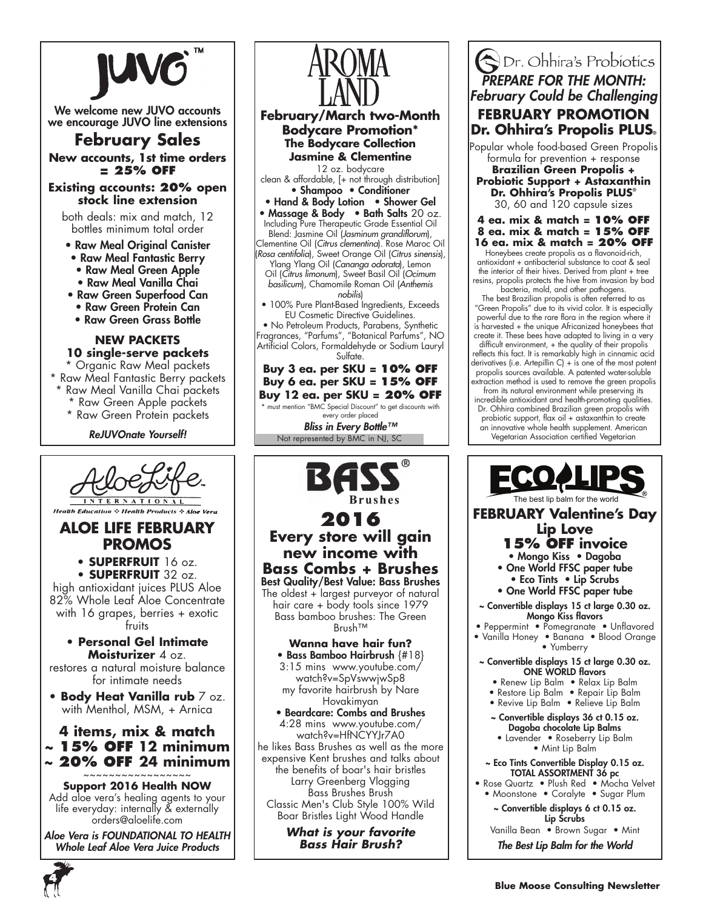# JUVO™

We welcome new JUVO accounts
we encourage JUVO line extensions

## February Sales

**New accounts, 1st time orders = 25% OFF**

**Existing accounts: 20% open stock line extension**

both deals: mix and match, 12 bottles minimum total order

- Raw Meal Original Canister
- Raw Meal Fantastic Berry
- Raw Meal Green Apple
- Raw Meal Vanilla Chai
- Raw Green Superfood Can
- Raw Green Protein Can
- Raw Green Grass Bottle

**NEW PACKETS**
**10 single-serve packets**

* Organic Raw Meal packets
* Raw Meal Fantastic Berry packets
* Raw Meal Vanilla Chai packets
* Raw Green Apple packets
* Raw Green Protein packets

*ReJUVOnate Yourself!*

# AROMA LAND

**February/March two-Month Bodycare Promotion***
**The Bodycare Collection**
**Jasmine & Clementine**

12 oz. bodycare
clean & affordable, [+ not through distribution]

- Shampoo • Conditioner
- Hand & Body Lotion • Shower Gel
- Massage & Body • Bath Salts 20 oz.

Including Pure Therapeutic Grade Essential Oil Blend: Jasmine Oil (*Jasminum grandiflorum*), Clementine Oil (*Citrus clementina*), Rose Maroc Oil (*Rosa centifolia*), Sweet Orange Oil (*Citrus sinensis*), Ylang Ylang Oil (*Cananga odorata*), Lemon Oil (*Citrus limonum*), Sweet Basil Oil (*Ocimum basilicum*), Chamomile Roman Oil (*Anthemis nobilis*)

- 100% Pure Plant-Based Ingredients, Exceeds EU Cosmetic Directive Guidelines.
- No Petroleum Products, Parabens, Synthetic Fragrances, "Parfums", "Botanical Parfums", NO Artificial Colors, Formaldehyde or Sodium Lauryl Sulfate.

**Buy 3 ea. per SKU = 10% OFF**
**Buy 6 ea. per SKU = 15% OFF**
**Buy 12 ea. per SKU = 20% OFF**

* must mention "BMC Special Discount" to get discounts with every order placed

*Bliss in Every Bottle™*

Not represented by BMC in NJ, SC

# Dr. Ohhira's Probiotics

*PREPARE FOR THE MONTH: February Could be Challenging*

## FEBRUARY PROMOTION
## Dr. Ohhira's Propolis PLUS®

Popular whole food-based Green Propolis formula for prevention + response

**Brazilian Green Propolis + Probiotic Support + Astaxanthin**
**Dr. Ohhira's Propolis PLUS®**

30, 60 and 120 capsule sizes

**4 ea. mix & match = 10% OFF**
**8 ea. mix & match = 15% OFF**
**16 ea. mix & match = 20% OFF**

Honeybees create propolis as a flavonoid-rich, antioxidant + antibacterial substance to coat & seal the interior of their hives. Derived from plant + tree resins, propolis protects the hive from invasion by bad bacteria, mold, and other pathogens.

The best Brazilian propolis is often referred to as "Green Propolis" due to its vivid color. It is especially powerful due to the rare flora in the region where it is harvested + the unique Africanized honeybees that create it. These bees have adapted to living in a very difficult environment, + the quality of their propolis reflects this fact. It is remarkably high in cinnamic acid derivatives (i.e. Artepillin C) + is one of the most potent propolis sources available. A patented water-soluble extraction method is used to remove the green propolis from its natural environment while preserving its incredible antioxidant and health-promoting qualities. Dr. Ohhira combined Brazilian green propolis with probiotic support, flax oil + astaxanthin to create an innovative whole health supplement. American Vegetarian Association certified Vegetarian

# AloeLife International

Health Education ❖ Health Products ❖ Aloe Vera

## ALOE LIFE FEBRUARY PROMOS

- **SUPERFRUIT** 16 oz.
- **SUPERFRUIT** 32 oz.

high antioxidant juices PLUS Aloe 82% Whole Leaf Aloe Concentrate with 16 grapes, berries + exotic fruits

- **Personal Gel Intimate Moisturizer** 4 oz.

restores a natural moisture balance for intimate needs

- **Body Heat Vanilla rub** 7 oz.

with Menthol, MSM, + Arnica

**4 items, mix & match**
**~ 15% OFF 12 minimum**
**~ 20% OFF 24 minimum**

~~~~~~~~~~~~~~~~

**Support 2016 Health NOW**

Add aloe vera's healing agents to your life everyday: internally & externally
orders@aloelife.com

*Aloe Vera is FOUNDATIONAL TO HEALTH*
*Whole Leaf Aloe Vera Juice Products*

# BASS® Brushes

## 2016
## Every store will gain new income with Bass Combs + Brushes

**Best Quality/Best Value: Bass Brushes**

The oldest + largest purveyor of natural hair care + body tools since 1979

Bass bamboo brushes: The Green Brush™

**Wanna have hair fun?**

- **Bass Bamboo Hairbrush** {#18}

3:15 mins www.youtube.com/watch?v=SpVswwjwSp8
my favorite hairbrush by Nare Hovakimyan

- **Beardcare: Combs and Brushes**

4:28 mins www.youtube.com/watch?v=HfNCYYJr7A0
he likes Bass Brushes as well as the more expensive Kent brushes and talks about the benefits of boar's hair bristles
Larry Greenberg Vlogging
Bass Brushes Brush
Classic Men's Club Style 100% Wild Boar Bristles Light Wood Handle

***What is your favorite Bass Hair Brush?***

# ECO LIPS®

The best lip balm for the world

## FEBRUARY Valentine's Day Lip Love
## 15% OFF invoice

- Mongo Kiss • Dagoba
- One World FFSC paper tube
- Eco Tints • Lip Scrubs
- One World FFSC paper tube

**~ Convertible displays 15 ct large 0.30 oz. Mongo Kiss flavors**

• Peppermint • Pomegranate • Unflavored • Vanilla Honey • Banana • Blood Orange • Yumberry

**~ Convertible displays 15 ct large 0.30 oz. ONE WORLD flavors**

• Renew Lip Balm • Relax Lip Balm • Restore Lip Balm • Repair Lip Balm • Revive Lip Balm • Relieve Lip Balm

**~ Convertible displays 36 ct 0.15 oz. Dagoba chocolate Lip Balms**

• Lavender • Roseberry Lip Balm • Mint Lip Balm

**~ Eco Tints Convertible Display 0.15 oz. TOTAL ASSORTMENT 36 pc**

• Rose Quartz • Plush Red • Mocha Velvet • Moonstone • Coralyte • Sugar Plum

**~ Convertible displays 6 ct 0.15 oz. Lip Scrubs**

Vanilla Bean • Brown Sugar • Mint

*The Best Lip Balm for the World*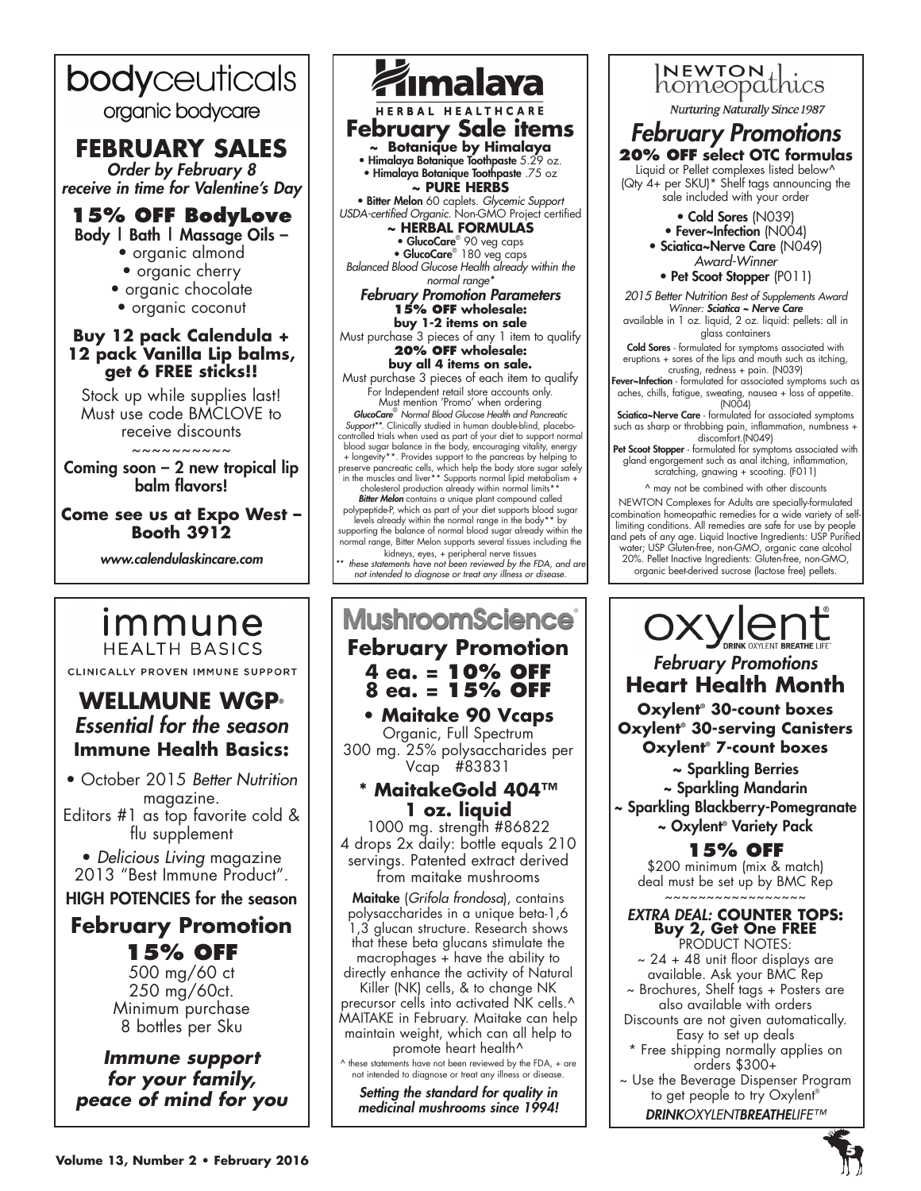# bodyceuticals

organic bodycare

## FEBRUARY SALES

*Order by February 8*
*receive in time for Valentine's Day*

### 15% OFF BodyLove

Body | Bath | Massage Oils –

- organic almond
- organic cherry
- organic chocolate
- organic coconut

**Buy 12 pack Calendula + 12 pack Vanilla Lip balms, get 6 FREE sticks!!**

Stock up while supplies last! Must use code BMCLOVE to receive discounts

~~~~~~~~~~

Coming soon – 2 new tropical lip balm flavors!

**Come see us at Expo West – Booth 3912**

*www.calendulaskincare.com*

---

# Himalaya

HERBAL HEALTHCARE

## February Sale items

**~ Botanique by Himalaya**

- **Himalaya Botanique Toothpaste** 5.29 oz.
- **Himalaya Botanique Toothpaste** .75 oz

**~ PURE HERBS**

- **Bitter Melon** 60 caplets. *Glycemic Support* *USDA-certified Organic.* Non-GMO Project certified

**~ HERBAL FORMULAS**

- **GlucoCare®** 90 veg caps
- **GlucoCare®** 180 veg caps

*Balanced Blood Glucose Health already within the normal range**

***February Promotion Parameters***

**15% OFF wholesale: buy 1-2 items on sale**
Must purchase 3 pieces of any 1 item to qualify

**20% OFF wholesale: buy all 4 items on sale.**
Must purchase 3 pieces of each item to qualify

For Independent retail store accounts only.
Must mention 'Promo' when ordering

***GlucoCare®*** *Normal Blood Glucose Health and Pancreatic Support***. Clinically studied in human double-blind, placebo-controlled trials when used as part of your diet to support normal blood sugar balance in the body, encouraging vitality, energy + longevity**. Provides support to the pancreas by helping to preserve pancreatic cells, which help the body store sugar safely in the muscles and liver** Supports normal lipid metabolism + cholesterol production already within normal limits**

***Bitter Melon*** contains a unique plant compound called polypeptide-P, which as part of your diet supports blood sugar levels already within the normal range in the body** by supporting the balance of normal blood sugar already within the normal range, Bitter Melon supports several tissues including the kidneys, eyes, + peripheral nerve tissues

*** these statements have not been reviewed by the FDA, and are not intended to diagnose or treat any illness or disease.*

---

# NEWTON homeopathics

*Nurturing Naturally Since 1987*

## *February Promotions*

**20% OFF select OTC formulas**

Liquid or Pellet complexes listed below^ (Qty 4+ per SKU)* Shelf tags announcing the sale included with your order

- **Cold Sores** (N039)
- **Fever~Infection** (N004)
- **Sciatica~Nerve Care** (N049) *Award-Winner*
- **Pet Scoot Stopper** (P011)

*2015 Better Nutrition Best of Supplements Award Winner: **Sciatica ~ Nerve Care***
available in 1 oz. liquid, 2 oz. liquid: pellets: all in glass containers

**Cold Sores** - formulated for symptoms associated with eruptions + sores of the lips and mouth such as itching, crusting, redness + pain. (N039)

**Fever~Infection** - formulated for associated symptoms such as aches, chills, fatigue, sweating, nausea + loss of appetite. (N004)

**Sciatica~Nerve Care** - formulated for associated symptoms such as sharp or throbbing pain, inflammation, numbness + discomfort.(N049)

**Pet Scoot Stopper** - formulated for symptoms associated with gland engorgement such as anal itching, inflammation, scratching, gnawing + scooting. (F011)

^ may not be combined with other discounts

NEWTON Complexes for Adults are specially-formulated combination homeopathic remedies for a wide variety of self-limiting conditions. All remedies are safe for use by people and pets of any age. Liquid Inactive Ingredients: USP Purified water; USP Gluten-free, non-GMO, organic cane alcohol 20%. Pellet Inactive Ingredients: Gluten-free, non-GMO, organic beet-derived sucrose (lactose free) pellets.

---

# immune HEALTH BASICS

CLINICALLY PROVEN IMMUNE SUPPORT

## WELLMUNE WGP®

*Essential for the season*

**Immune Health Basics:**

- October 2015 *Better Nutrition* magazine. Editors #1 as top favorite cold & flu supplement
- *Delicious Living* magazine 2013 "Best Immune Product".

HIGH POTENCIES for the season

## February Promotion

### 15% OFF

500 mg/60 ct
250 mg/60ct.
Minimum purchase 8 bottles per Sku

***Immune support for your family, peace of mind for you***

---

# MushroomScience®

## February Promotion

**4 ea. = 10% OFF**
**8 ea. = 15% OFF**

**• Maitake 90 Vcaps**
Organic, Full Spectrum
300 mg. 25% polysaccharides per Vcap #83831

**\* MaitakeGold 404™ 1 oz. liquid**
1000 mg. strength #86822
4 drops 2x daily: bottle equals 210 servings. Patented extract derived from maitake mushrooms

**Maitake** (*Grifola frondosa*), contains polysaccharides in a unique beta-1,6 1,3 glucan structure. Research shows that these beta glucans stimulate the macrophages + have the ability to directly enhance the activity of Natural Killer (NK) cells, & to change NK precursor cells into activated NK cells.^ MAITAKE in February. Maitake can help maintain weight, which can all help to promote heart health^

^ these statements have not been reviewed by the FDA, + are not intended to diagnose or treat any illness or disease.

***Setting the standard for quality in medicinal mushrooms since 1994!***

---

# oxylent®

DRINK OXYLENT BREATHE LIFE™

## *February Promotions*

## Heart Health Month

**Oxylent® 30-count boxes**
**Oxylent® 30-serving Canisters**
**Oxylent® 7-count boxes**

~ Sparkling Berries
~ Sparkling Mandarin
~ Sparkling Blackberry-Pomegranate
~ Oxylent® Variety Pack

### 15% OFF

$200 minimum (mix & match) deal must be set up by BMC Rep

~~~~~~~~~~~~~~~~

***EXTRA DEAL:* COUNTER TOPS: Buy 2, Get One FREE**

PRODUCT NOTES:

~ 24 + 48 unit floor displays are available. Ask your BMC Rep
~ Brochures, Shelf tags + Posters are also available with orders
Discounts are not given automatically. Easy to set up deals
\* Free shipping normally applies on orders $300+
~ Use the Beverage Dispenser Program to get people to try Oxylent®

*DRINKOXYLENTBREATHELIFE™*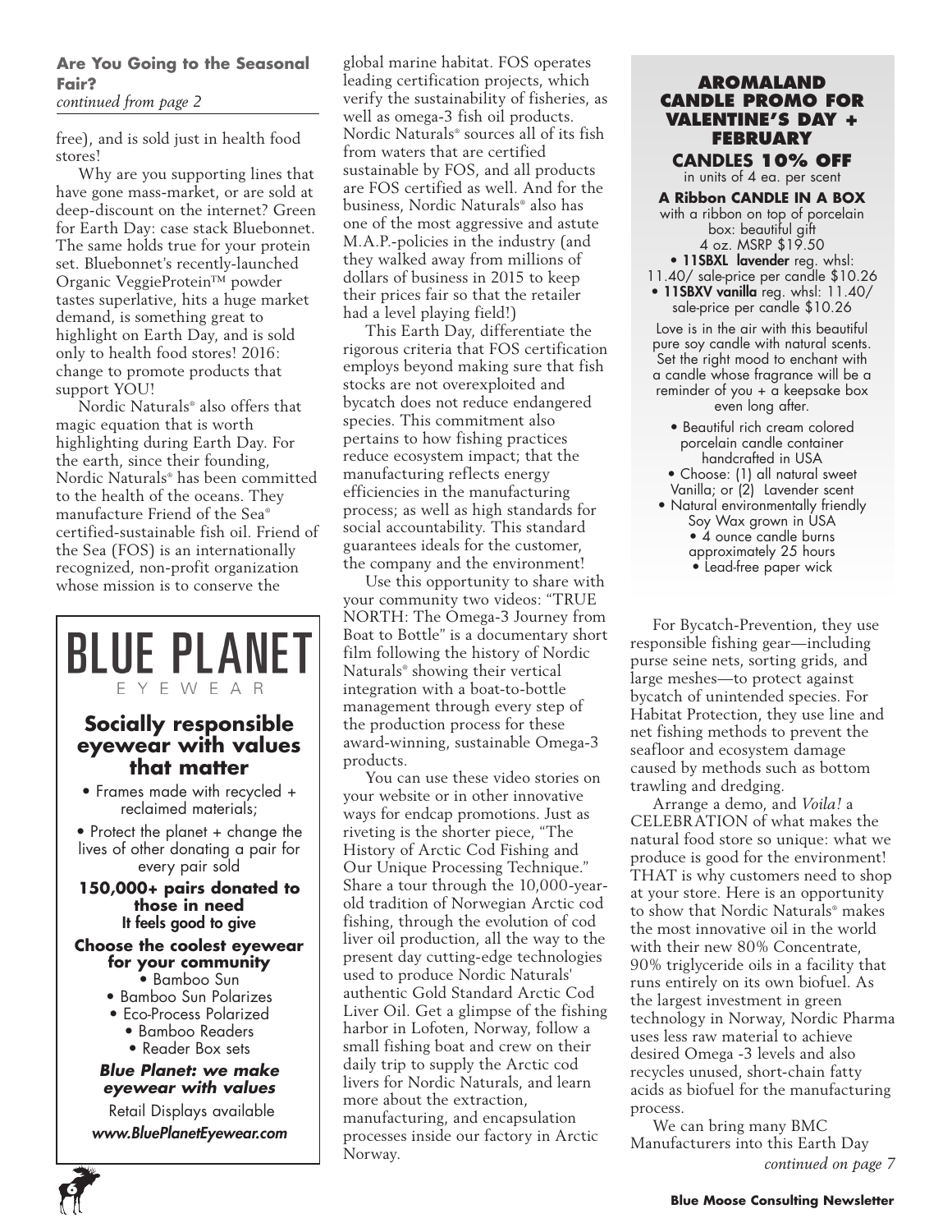### Are You Going to the Seasonal Fair?

*continued from page 2*

free), and is sold just in health food stores!

Why are you supporting lines that have gone mass-market, or are sold at deep-discount on the internet? Green for Earth Day: case stack Bluebonnet. The same holds true for your protein set. Bluebonnet's recently-launched Organic VeggieProtein™ powder tastes superlative, hits a huge market demand, is something great to highlight on Earth Day, and is sold only to health food stores! 2016: change to promote products that support YOU!

Nordic Naturals® also offers that magic equation that is worth highlighting during Earth Day. For the earth, since their founding, Nordic Naturals® has been committed to the health of the oceans. They manufacture Friend of the Sea® certified-sustainable fish oil. Friend of the Sea (FOS) is an internationally recognized, non-profit organization whose mission is to conserve the global marine habitat. FOS operates leading certification projects, which verify the sustainability of fisheries, as well as omega-3 fish oil products. Nordic Naturals® sources all of its fish from waters that are certified sustainable by FOS, and all products are FOS certified as well. And for the business, Nordic Naturals® also has one of the most aggressive and astute M.A.P.-policies in the industry (and they walked away from millions of dollars of business in 2015 to keep their prices fair so that the retailer had a level playing field!)

This Earth Day, differentiate the rigorous criteria that FOS certification employs beyond making sure that fish stocks are not overexploited and bycatch does not reduce endangered species. This commitment also pertains to how fishing practices reduce ecosystem impact; that the manufacturing reflects energy efficiencies in the manufacturing process; as well as high standards for social accountability. This standard guarantees ideals for the customer, the company and the environment!

Use this opportunity to share with your community two videos: "TRUE NORTH: The Omega-3 Journey from Boat to Bottle" is a documentary short film following the history of Nordic Naturals® showing their vertical integration with a boat-to-bottle management through every step of the production process for these award-winning, sustainable Omega-3 products.

You can use these video stories on your website or in other innovative ways for endcap promotions. Just as riveting is the shorter piece, "The History of Arctic Cod Fishing and Our Unique Processing Technique." Share a tour through the 10,000-year-old tradition of Norwegian Arctic cod fishing, through the evolution of cod liver oil production, all the way to the present day cutting-edge technologies used to produce Nordic Naturals' authentic Gold Standard Arctic Cod Liver Oil. Get a glimpse of the fishing harbor in Lofoten, Norway, follow a small fishing boat and crew on their daily trip to supply the Arctic cod livers for Nordic Naturals, and learn more about the extraction, manufacturing, and encapsulation processes inside our factory in Arctic Norway.

For Bycatch-Prevention, they use responsible fishing gear—including purse seine nets, sorting grids, and large meshes—to protect against bycatch of unintended species. For Habitat Protection, they use line and net fishing methods to prevent the seafloor and ecosystem damage caused by methods such as bottom trawling and dredging.

Arrange a demo, and *Voila!* a CELEBRATION of what makes the natural food store so unique: what we produce is good for the environment! THAT is why customers need to shop at your store. Here is an opportunity to show that Nordic Naturals® makes the most innovative oil in the world with their new 80% Concentrate, 90% triglyceride oils in a facility that runs entirely on its own biofuel. As the largest investment in green technology in Norway, Nordic Pharma uses less raw material to achieve desired Omega -3 levels and also recycles unused, short-chain fatty acids as biofuel for the manufacturing process.

We can bring many BMC Manufacturers into this Earth Day

*continued on page 7*

---

# BLUE PLANET
EYEWEAR

## Socially responsible eyewear with values that matter

- Frames made with recycled + reclaimed materials;
- Protect the planet + change the lives of other donating a pair for every pair sold

**150,000+ pairs donated to those in need**
**It feels good to give**

**Choose the coolest eyewear for your community**

- Bamboo Sun
- Bamboo Sun Polarizes
- Eco-Process Polarized
- Bamboo Readers
- Reader Box sets

***Blue Planet: we make eyewear with values***

Retail Displays available

***www.BluePlanetEyewear.com***

---

## AROMALAND CANDLE PROMO FOR VALENTINE'S DAY + FEBRUARY

**CANDLES 10% OFF**
in units of 4 ea. per scent

**A Ribbon CANDLE IN A BOX**
with a ribbon on top of porcelain box: beautiful gift
4 oz. MSRP $19.50

- **11SBXL lavender** reg. whsl: 11.40/ sale-price per candle $10.26
- **11SBXV vanilla** reg. whsl: 11.40/ sale-price per candle $10.26

Love is in the air with this beautiful pure soy candle with natural scents. Set the right mood to enchant with a candle whose fragrance will be a reminder of you + a keepsake box even long after.

- Beautiful rich cream colored porcelain candle container handcrafted in USA
- Choose: (1) all natural sweet Vanilla; or (2) Lavender scent
- Natural environmentally friendly Soy Wax grown in USA
- 4 ounce candle burns approximately 25 hours
- Lead-free paper wick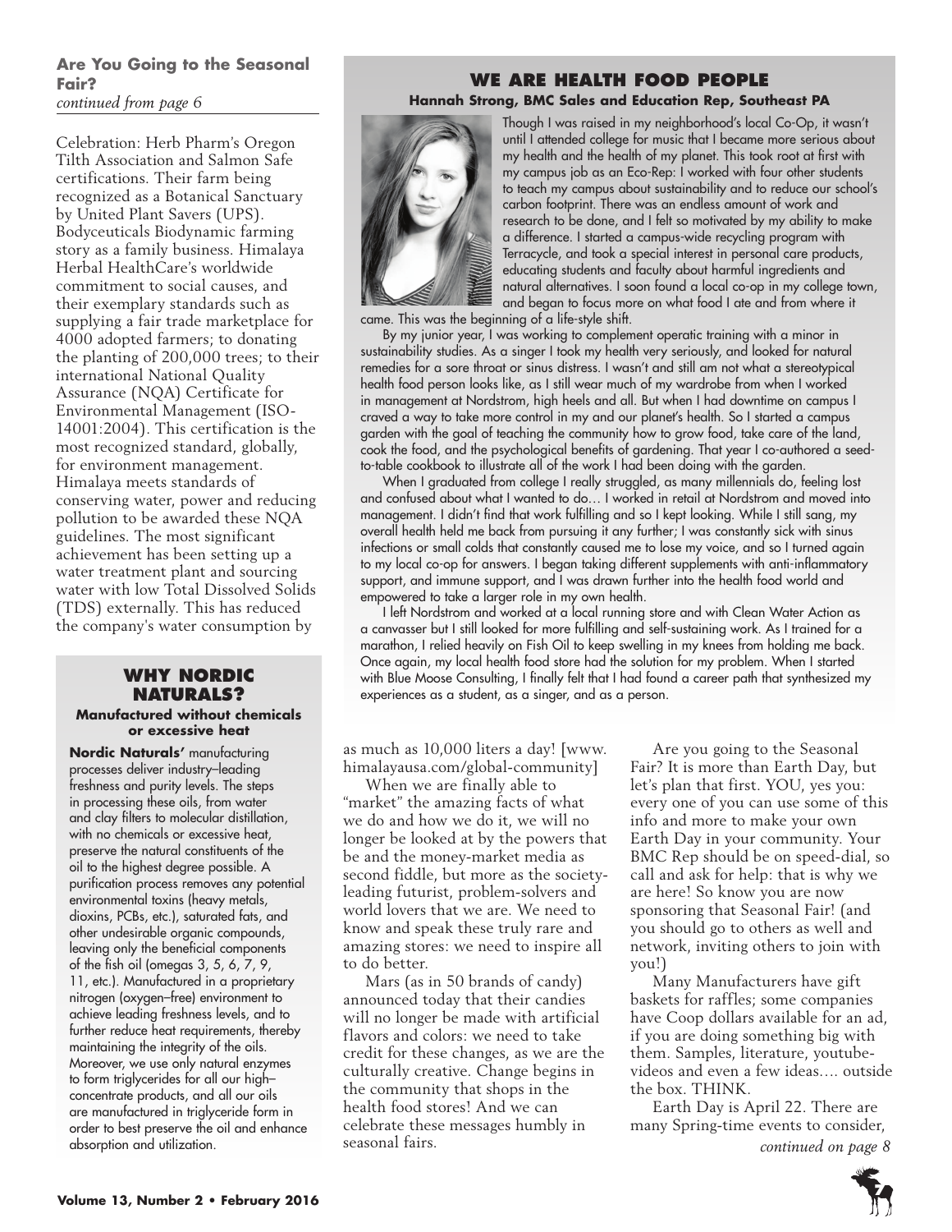## Are You Going to the Seasonal Fair?

*continued from page 6*

Celebration: Herb Pharm's Oregon Tilth Association and Salmon Safe certifications. Their farm being recognized as a Botanical Sanctuary by United Plant Savers (UPS). Bodyceuticals Biodynamic farming story as a family business. Himalaya Herbal HealthCare's worldwide commitment to social causes, and their exemplary standards such as supplying a fair trade marketplace for 4000 adopted farmers; to donating the planting of 200,000 trees; to their international National Quality Assurance (NQA) Certificate for Environmental Management (ISO-14001:2004). This certification is the most recognized standard, globally, for environment management. Himalaya meets standards of conserving water, power and reducing pollution to be awarded these NQA guidelines. The most significant achievement has been setting up a water treatment plant and sourcing water with low Total Dissolved Solids (TDS) externally. This has reduced the company's water consumption by as much as 10,000 liters a day! [www.himalayausa.com/global-community]

When we are finally able to "market" the amazing facts of what we do and how we do it, we will no longer be looked at by the powers that be and the money-market media as second fiddle, but more as the society-leading futurist, problem-solvers and world lovers that we are. We need to know and speak these truly rare and amazing stores: we need to inspire all to do better.

Mars (as in 50 brands of candy) announced today that their candies will no longer be made with artificial flavors and colors: we need to take credit for these changes, as we are the culturally creative. Change begins in the community that shops in the health food stores! And we can celebrate these messages humbly in seasonal fairs.

Are you going to the Seasonal Fair? It is more than Earth Day, but let's plan that first. YOU, yes you: every one of you can use some of this info and more to make your own Earth Day in your community. Your BMC Rep should be on speed-dial, so call and ask for help: that is why we are here! So know you are now sponsoring that Seasonal Fair! (and you should go to others as well and network, inviting others to join with you!)

Many Manufacturers have gift baskets for raffles; some companies have Coop dollars available for an ad, if you are doing something big with them. Samples, literature, youtube-videos and even a few ideas…. outside the box. THINK.

Earth Day is April 22. There are many Spring-time events to consider,

*continued on page 8*

## WE ARE HEALTH FOOD PEOPLE

**Hannah Strong, BMC Sales and Education Rep, Southeast PA**

Though I was raised in my neighborhood's local Co-Op, it wasn't until I attended college for music that I became more serious about my health and the health of my planet. This took root at first with my campus job as an Eco-Rep: I worked with four other students to teach my campus about sustainability and to reduce our school's carbon footprint. There was an endless amount of work and research to be done, and I felt so motivated by my ability to make a difference. I started a campus-wide recycling program with Terracycle, and took a special interest in personal care products, educating students and faculty about harmful ingredients and natural alternatives. I soon found a local co-op in my college town, and began to focus more on what food I ate and from where it came. This was the beginning of a life-style shift.

By my junior year, I was working to complement operatic training with a minor in sustainability studies. As a singer I took my health very seriously, and looked for natural remedies for a sore throat or sinus distress. I wasn't and still am not what a stereotypical health food person looks like, as I still wear much of my wardrobe from when I worked in management at Nordstrom, high heels and all. But when I had downtime on campus I craved a way to take more control in my and our planet's health. So I started a campus garden with the goal of teaching the community how to grow food, take care of the land, cook the food, and the psychological benefits of gardening. That year I co-authored a seed-to-table cookbook to illustrate all of the work I had been doing with the garden.

When I graduated from college I really struggled, as many millennials do, feeling lost and confused about what I wanted to do… I worked in retail at Nordstrom and moved into management. I didn't find that work fulfilling and so I kept looking. While I still sang, my overall health held me back from pursuing it any further; I was constantly sick with sinus infections or small colds that constantly caused me to lose my voice, and so I turned again to my local co-op for answers. I began taking different supplements with anti-inflammatory support, and immune support, and I was drawn further into the health food world and empowered to take a larger role in my own health.

I left Nordstrom and worked at a local running store and with Clean Water Action as a canvasser but I still looked for more fulfilling and self-sustaining work. As I trained for a marathon, I relied heavily on Fish Oil to keep swelling in my knees from holding me back. Once again, my local health food store had the solution for my problem. When I started with Blue Moose Consulting, I finally felt that I had found a career path that synthesized my experiences as a student, as a singer, and as a person.

## WHY NORDIC NATURALS?

**Manufactured without chemicals or excessive heat**

**Nordic Naturals'** manufacturing processes deliver industry–leading freshness and purity levels. The steps in processing these oils, from water and clay filters to molecular distillation, with no chemicals or excessive heat, preserve the natural constituents of the oil to the highest degree possible. A purification process removes any potential environmental toxins (heavy metals, dioxins, PCBs, etc.), saturated fats, and other undesirable organic compounds, leaving only the beneficial components of the fish oil (omegas 3, 5, 6, 7, 9, 11, etc.). Manufactured in a proprietary nitrogen (oxygen–free) environment to achieve leading freshness levels, and to further reduce heat requirements, thereby maintaining the integrity of the oils. Moreover, we use only natural enzymes to form triglycerides for all our high–concentrate products, and all our oils are manufactured in triglyceride form in order to best preserve the oil and enhance absorption and utilization.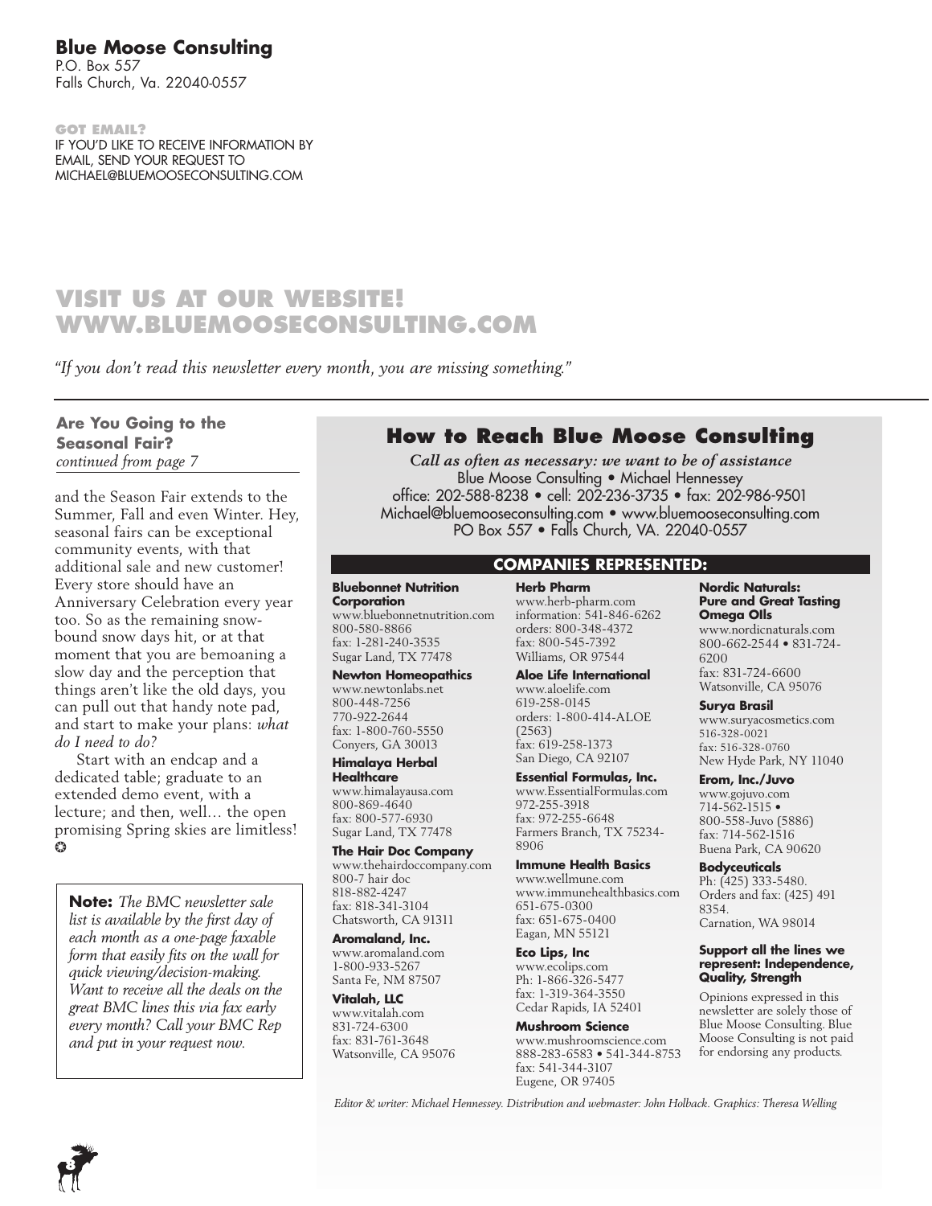**Blue Moose Consulting**
P.O. Box 557
Falls Church, Va. 22040-0557

**GOT EMAIL?**
IF YOU'D LIKE TO RECEIVE INFORMATION BY EMAIL, SEND YOUR REQUEST TO MICHAEL@BLUEMOOSECONSULTING.COM

## VISIT US AT OUR WEBSITE! WWW.BLUEMOOSECONSULTING.COM

*"If you don't read this newsletter every month, you are missing something."*

### Are You Going to the Seasonal Fair?

*continued from page 7*

and the Season Fair extends to the Summer, Fall and even Winter. Hey, seasonal fairs can be exceptional community events, with that additional sale and new customer! Every store should have an Anniversary Celebration every year too. So as the remaining snow-bound snow days hit, or at that moment that you are bemoaning a slow day and the perception that things aren't like the old days, you can pull out that handy note pad, and start to make your plans: *what do I need to do?*

Start with an endcap and a dedicated table; graduate to an extended demo event, with a lecture; and then, well… the open promising Spring skies are limitless! ✪

**Note:** *The BMC newsletter sale list is available by the first day of each month as a one-page faxable form that easily fits on the wall for quick viewing/decision-making. Want to receive all the deals on the great BMC lines this via fax early every month? Call your BMC Rep and put in your request now.*

## How to Reach Blue Moose Consulting

***Call as often as necessary: we want to be of assistance***
Blue Moose Consulting • Michael Hennessey
office: 202-588-8238 • cell: 202-236-3735 • fax: 202-986-9501
Michael@bluemooseconsulting.com • www.bluemooseconsulting.com
PO Box 557 • Falls Church, VA. 22040-0557

### COMPANIES REPRESENTED:

**Bluebonnet Nutrition Corporation**
www.bluebonnetnutrition.com
800-580-8866
fax: 1-281-240-3535
Sugar Land, TX 77478

**Newton Homeopathics**
www.newtonlabs.net
800-448-7256
770-922-2644
fax: 1-800-760-5550
Conyers, GA 30013

**Himalaya Herbal Healthcare**
www.himalayausa.com
800-869-4640
fax: 800-577-6930
Sugar Land, TX 77478

**The Hair Doc Company**
www.thehairdoccompany.com
800-7 hair doc
818-882-4247
fax: 818-341-3104
Chatsworth, CA 91311

**Aromaland, Inc.**
www.aromaland.com
1-800-933-5267
Santa Fe, NM 87507

**Vitalah, LLC**
www.vitalah.com
831-724-6300
fax: 831-761-3648
Watsonville, CA 95076

**Herb Pharm**
www.herb-pharm.com
information: 541-846-6262
orders: 800-348-4372
fax: 800-545-7392
Williams, OR 97544

**Aloe Life International**
www.aloelife.com
619-258-0145
orders: 1-800-414-ALOE (2563)
fax: 619-258-1373
San Diego, CA 92107

**Essential Formulas, Inc.**
www.EssentialFormulas.com
972-255-3918
fax: 972-255-6648
Farmers Branch, TX 75234-8906

**Immune Health Basics**
www.wellmune.com
www.immunehealthbasics.com
651-675-0300
fax: 651-675-0400
Eagan, MN 55121

**Eco Lips, Inc**
www.ecolips.com
Ph: 1-866-326-5477
fax: 1-319-364-3550
Cedar Rapids, IA 52401

**Mushroom Science**
www.mushroomscience.com
888-283-6583 • 541-344-8753
fax: 541-344-3107
Eugene, OR 97405

**Nordic Naturals: Pure and Great Tasting Omega OIls**
www.nordicnaturals.com
800-662-2544 • 831-724-6200
fax: 831-724-6600
Watsonville, CA 95076

**Surya Brasil**
www.suryacosmetics.com
516-328-0021
fax: 516-328-0760
New Hyde Park, NY 11040

**Erom, Inc./Juvo**
www.gojuvo.com
714-562-1515 •
800-558-Juvo (5886)
fax: 714-562-1516
Buena Park, CA 90620

**Bodyceuticals**
Ph: (425) 333-5480.
Orders and fax: (425) 491 8354.
Carnation, WA 98014

**Support all the lines we represent: Independence, Quality, Strength**

Opinions expressed in this newsletter are solely those of Blue Moose Consulting. Blue Moose Consulting is not paid for endorsing any products.

*Editor & writer: Michael Hennessey. Distribution and webmaster: John Holback. Graphics: Theresa Welling*